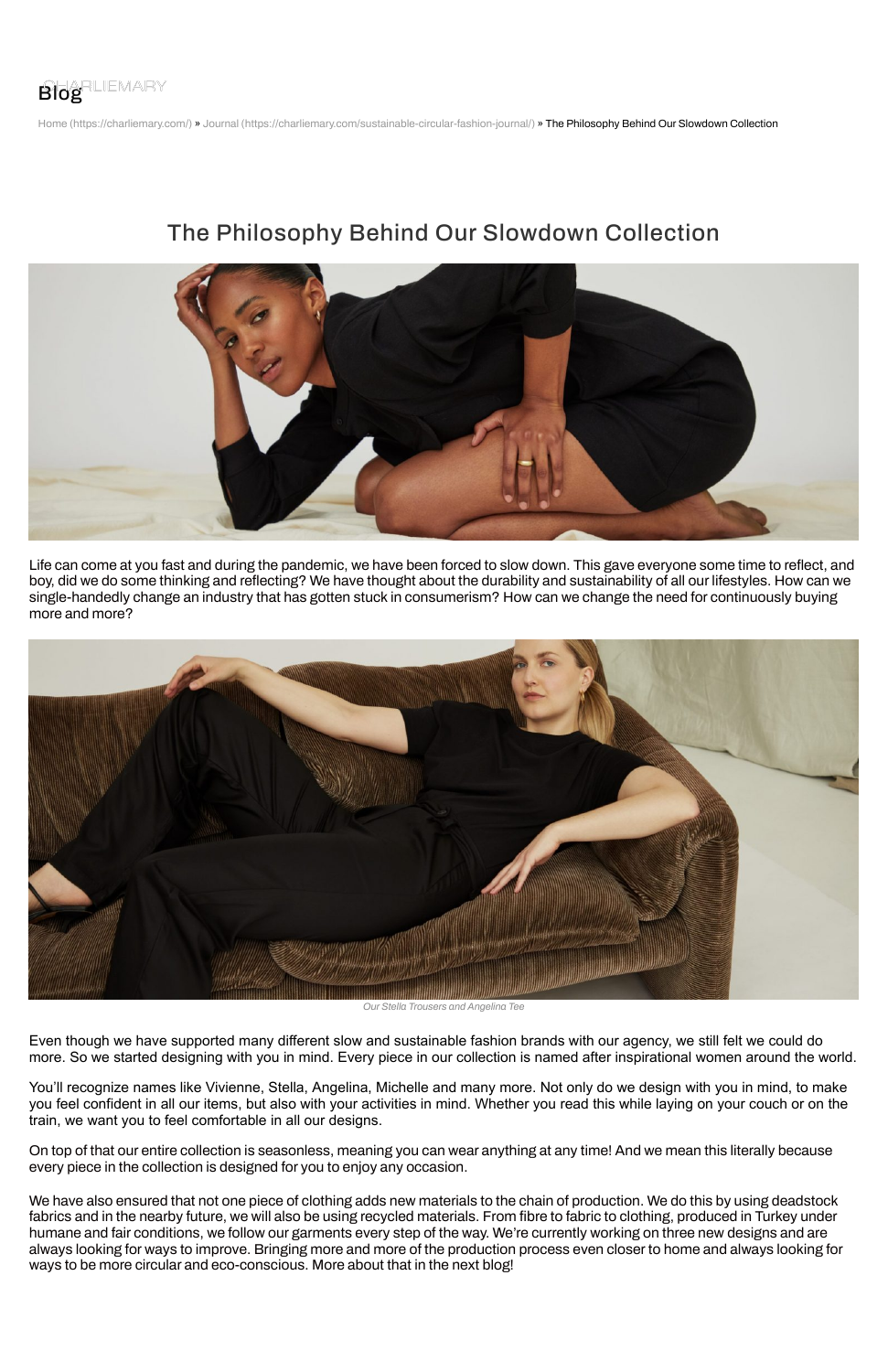CHARLIEMARY

Blog

Home (https://charliemary.com/) » Journal (https://charliemary.com/sustainable-circular-fashion-journal/) » The Philosophy Behind Our Slowdown Collection

# The Philosophy Behind Our Slowdown Collection

Life can come at you fast and during the pandemic, we have been forced to slow down. This gave everyone some time to reflect, and boy, did we do some thinking and reflecting? We have thought about the durability and sustainability of all our lifestyles. How can we single-handedly change an industry that has gotten stuck in consumerism? How can we change the need for continuously buying more and more?

*Our Stella Trousers and Angelina Tee*

Even though we have supported many different slow and sustainable fashion brands with our agency, we still felt we could do more. So we started designing with you in mind. Every piece in our collection is named after inspirational women around the world.

You'll recognize names like Vivienne, Stella, Angelina, Michelle and many more. Not only do we design with you in mind, to make you feel confident in all our items, but also with your activities in mind. Whether you read this while laying on your couch or on the train, we want you to feel comfortable in all our designs.

On top of that our entire collection is seasonless, meaning you can wear anything at any time! And we mean this literally because every piece in the collection is designed for you to enjoy any occasion.

We have also ensured that not one piece of clothing adds new materials to the chain of production. We do this by using deadstock fabrics and in the nearby future, we will also be using recycled materials. From fibre to fabric to clothing, produced in Turkey under humane and fair conditions, we follow our garments every step of the way. We're currently working on three new designs and are always looking for ways to improve. Bringing more and more of the production process even closer to home and always looking for ways to be more circular and eco-conscious. More about that in the next blog!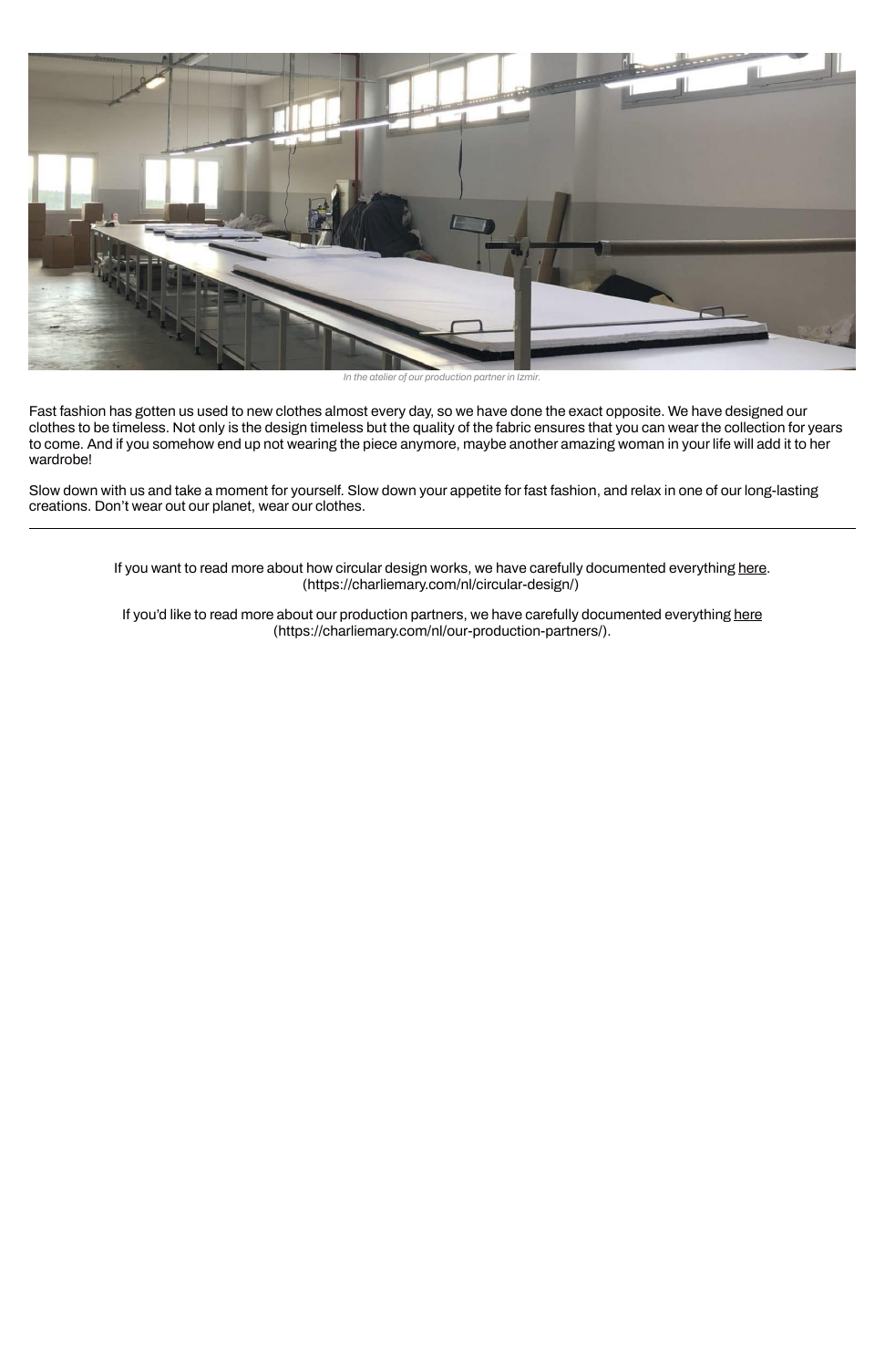*In the atelier of our production partner in Izmir.*

Fast fashion has gotten us used to new clothes almost every day, so we have done the exact opposite. We have designed our clothes to be timeless. Not only is the design timeless but the quality of the fabric ensures that you can wear the collection for years to come. And if you somehow end up not wearing the piece anymore, maybe another amazing woman in your life will add it to her wardrobe!

Slow down with us and take a moment for yourself. Slow down your appetite for fast fashion, and relax in one of our long-lasting creations. Don't wear out our planet, wear our clothes.

---

If you want to read more about how circular design works, we have carefully documented everything here. (https://charliemary.com/nl/circular-design/)

If you'd like to read more about our production partners, we have carefully documented everything here (https://charliemary.com/nl/our-production-partners/).